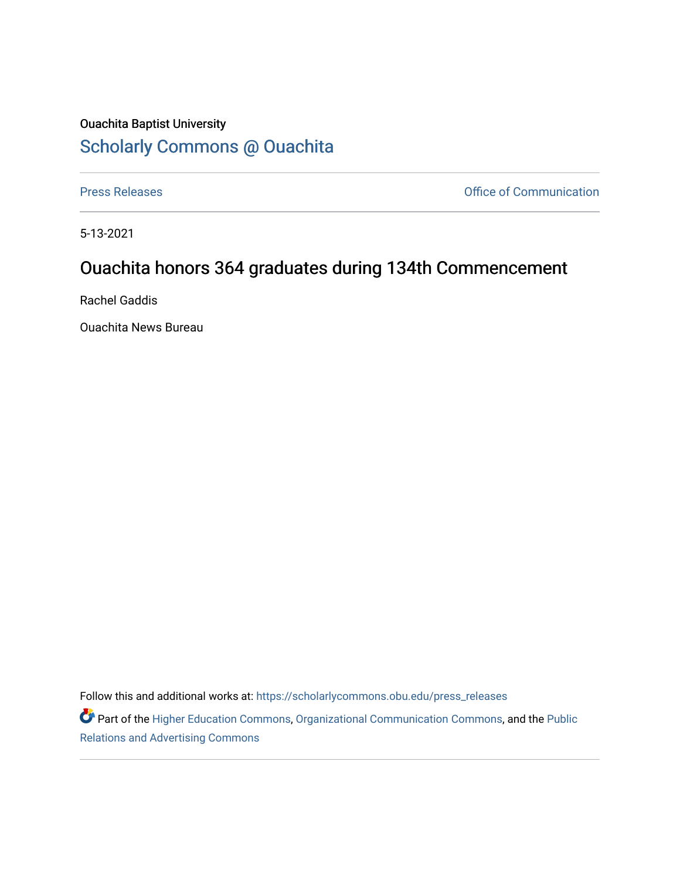Ouachita Baptist University

## Scholarly Commons @ Ouachita

Press Releases | Office of Communication

5-13-2021

# Ouachita honors 364 graduates during 134th Commencement

Rachel Gaddis

Ouachita News Bureau

Follow this and additional works at: https://scholarlycommons.obu.edu/press_releases

Part of the Higher Education Commons, Organizational Communication Commons, and the Public Relations and Advertising Commons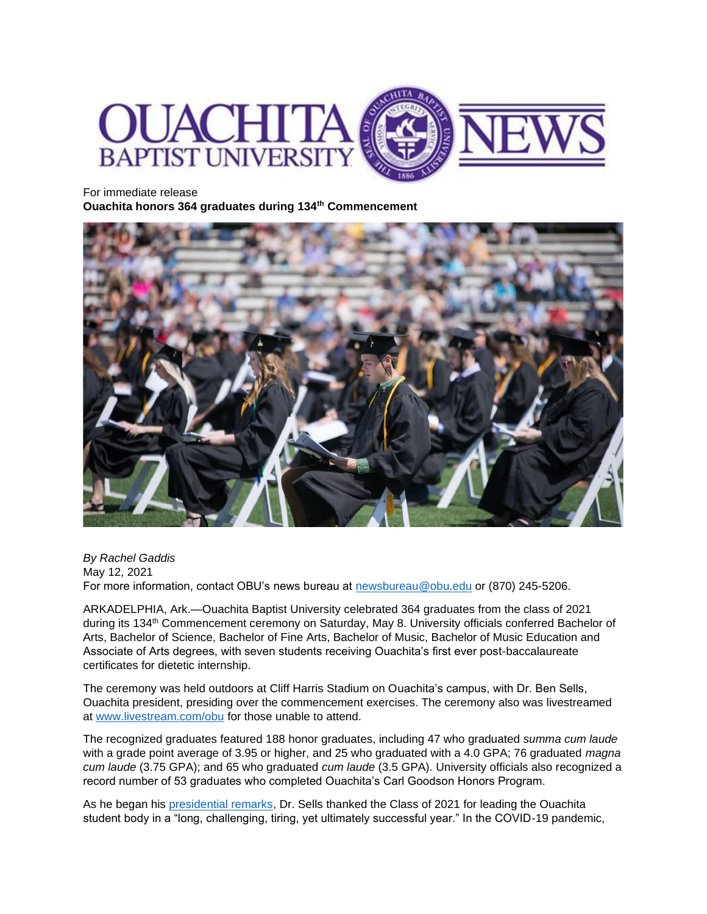For immediate release

**Ouachita honors 364 graduates during 134th Commencement**

*By Rachel Gaddis*
May 12, 2021
For more information, contact OBU's news bureau at [newsbureau@obu.edu](mailto:newsbureau@obu.edu) or (870) 245-5206.

ARKADELPHIA, Ark.—Ouachita Baptist University celebrated 364 graduates from the class of 2021 during its 134th Commencement ceremony on Saturday, May 8. University officials conferred Bachelor of Arts, Bachelor of Science, Bachelor of Fine Arts, Bachelor of Music, Bachelor of Music Education and Associate of Arts degrees, with seven students receiving Ouachita's first ever post-baccalaureate certificates for dietetic internship.

The ceremony was held outdoors at Cliff Harris Stadium on Ouachita's campus, with Dr. Ben Sells, Ouachita president, presiding over the commencement exercises. The ceremony also was livestreamed at [www.livestream.com/obu](http://www.livestream.com/obu) for those unable to attend.

The recognized graduates featured 188 honor graduates, including 47 who graduated *summa cum laude* with a grade point average of 3.95 or higher, and 25 who graduated with a 4.0 GPA; 76 graduated *magna cum laude* (3.75 GPA); and 65 who graduated *cum laude* (3.5 GPA). University officials also recognized a record number of 53 graduates who completed Ouachita's Carl Goodson Honors Program.

As he began his [presidential remarks](#), Dr. Sells thanked the Class of 2021 for leading the Ouachita student body in a "long, challenging, tiring, yet ultimately successful year." In the COVID-19 pandemic,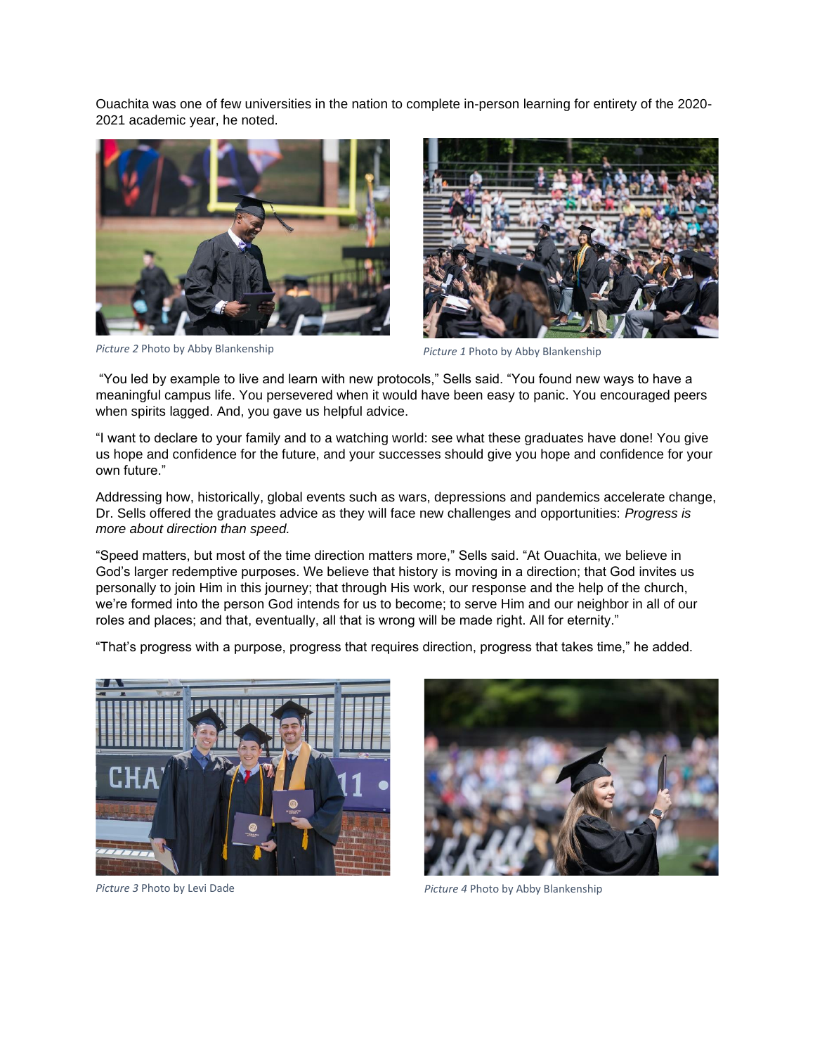Ouachita was one of few universities in the nation to complete in-person learning for entirety of the 2020-2021 academic year, he noted.

*Picture 2* Photo by Abby Blankenship

*Picture 1* Photo by Abby Blankenship

"You led by example to live and learn with new protocols," Sells said. "You found new ways to have a meaningful campus life. You persevered when it would have been easy to panic. You encouraged peers when spirits lagged. And, you gave us helpful advice.

"I want to declare to your family and to a watching world: see what these graduates have done! You give us hope and confidence for the future, and your successes should give you hope and confidence for your own future."

Addressing how, historically, global events such as wars, depressions and pandemics accelerate change, Dr. Sells offered the graduates advice as they will face new challenges and opportunities: *Progress is more about direction than speed.*

"Speed matters, but most of the time direction matters more," Sells said. "At Ouachita, we believe in God's larger redemptive purposes. We believe that history is moving in a direction; that God invites us personally to join Him in this journey; that through His work, our response and the help of the church, we're formed into the person God intends for us to become; to serve Him and our neighbor in all of our roles and places; and that, eventually, all that is wrong will be made right. All for eternity."

"That's progress with a purpose, progress that requires direction, progress that takes time," he added.

*Picture 3* Photo by Levi Dade

*Picture 4* Photo by Abby Blankenship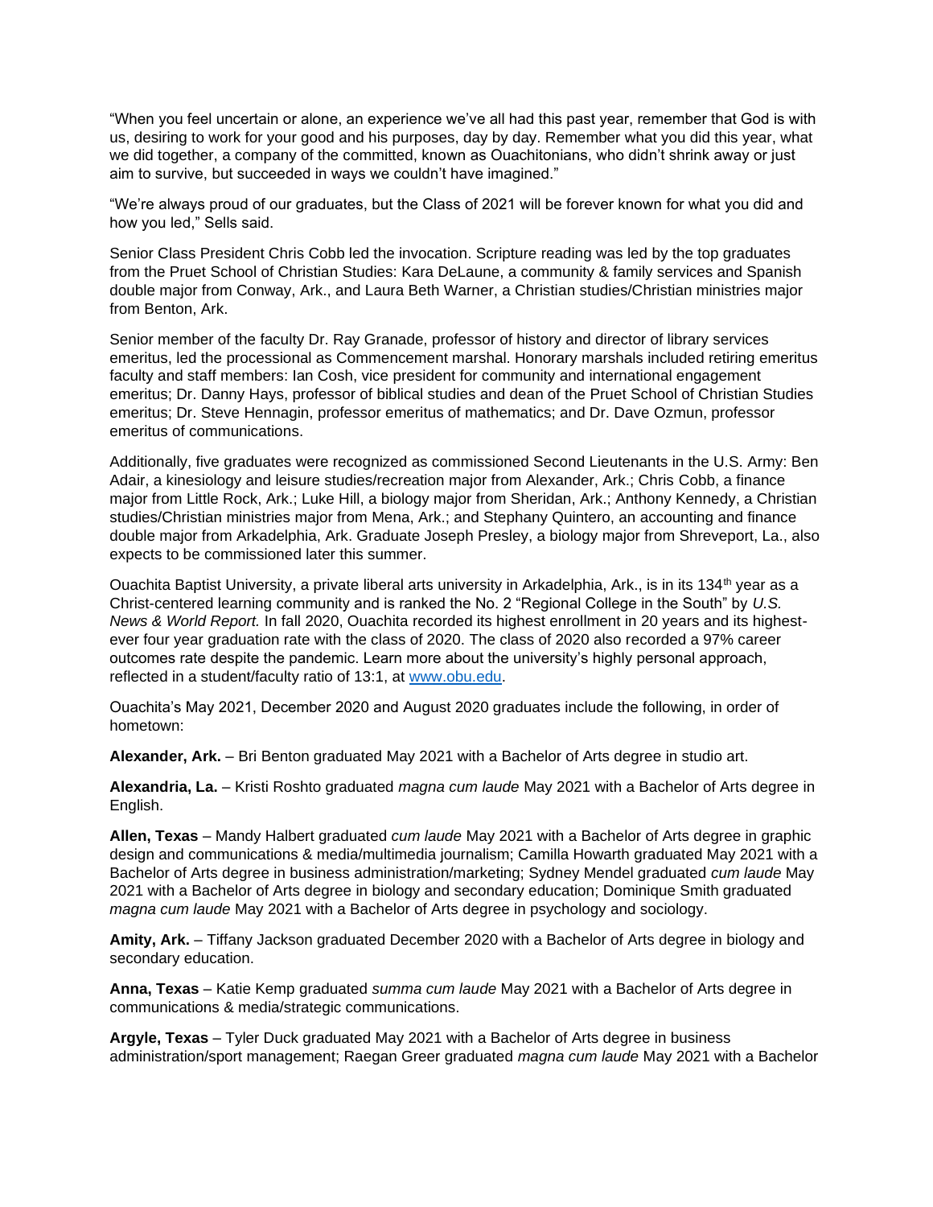"When you feel uncertain or alone, an experience we've all had this past year, remember that God is with us, desiring to work for your good and his purposes, day by day. Remember what you did this year, what we did together, a company of the committed, known as Ouachitonians, who didn't shrink away or just aim to survive, but succeeded in ways we couldn't have imagined."

"We're always proud of our graduates, but the Class of 2021 will be forever known for what you did and how you led," Sells said.

Senior Class President Chris Cobb led the invocation. Scripture reading was led by the top graduates from the Pruet School of Christian Studies: Kara DeLaune, a community & family services and Spanish double major from Conway, Ark., and Laura Beth Warner, a Christian studies/Christian ministries major from Benton, Ark.

Senior member of the faculty Dr. Ray Granade, professor of history and director of library services emeritus, led the processional as Commencement marshal. Honorary marshals included retiring emeritus faculty and staff members: Ian Cosh, vice president for community and international engagement emeritus; Dr. Danny Hays, professor of biblical studies and dean of the Pruet School of Christian Studies emeritus; Dr. Steve Hennagin, professor emeritus of mathematics; and Dr. Dave Ozmun, professor emeritus of communications.

Additionally, five graduates were recognized as commissioned Second Lieutenants in the U.S. Army: Ben Adair, a kinesiology and leisure studies/recreation major from Alexander, Ark.; Chris Cobb, a finance major from Little Rock, Ark.; Luke Hill, a biology major from Sheridan, Ark.; Anthony Kennedy, a Christian studies/Christian ministries major from Mena, Ark.; and Stephany Quintero, an accounting and finance double major from Arkadelphia, Ark. Graduate Joseph Presley, a biology major from Shreveport, La., also expects to be commissioned later this summer.

Ouachita Baptist University, a private liberal arts university in Arkadelphia, Ark., is in its 134th year as a Christ-centered learning community and is ranked the No. 2 "Regional College in the South" by *U.S. News & World Report.* In fall 2020, Ouachita recorded its highest enrollment in 20 years and its highest-ever four year graduation rate with the class of 2020. The class of 2020 also recorded a 97% career outcomes rate despite the pandemic. Learn more about the university's highly personal approach, reflected in a student/faculty ratio of 13:1, at [www.obu.edu](http://www.obu.edu).

Ouachita's May 2021, December 2020 and August 2020 graduates include the following, in order of hometown:

**Alexander, Ark.** – Bri Benton graduated May 2021 with a Bachelor of Arts degree in studio art.

**Alexandria, La.** – Kristi Roshto graduated *magna cum laude* May 2021 with a Bachelor of Arts degree in English.

**Allen, Texas** – Mandy Halbert graduated *cum laude* May 2021 with a Bachelor of Arts degree in graphic design and communications & media/multimedia journalism; Camilla Howarth graduated May 2021 with a Bachelor of Arts degree in business administration/marketing; Sydney Mendel graduated *cum laude* May 2021 with a Bachelor of Arts degree in biology and secondary education; Dominique Smith graduated *magna cum laude* May 2021 with a Bachelor of Arts degree in psychology and sociology.

**Amity, Ark.** – Tiffany Jackson graduated December 2020 with a Bachelor of Arts degree in biology and secondary education.

**Anna, Texas** – Katie Kemp graduated *summa cum laude* May 2021 with a Bachelor of Arts degree in communications & media/strategic communications.

**Argyle, Texas** – Tyler Duck graduated May 2021 with a Bachelor of Arts degree in business administration/sport management; Raegan Greer graduated *magna cum laude* May 2021 with a Bachelor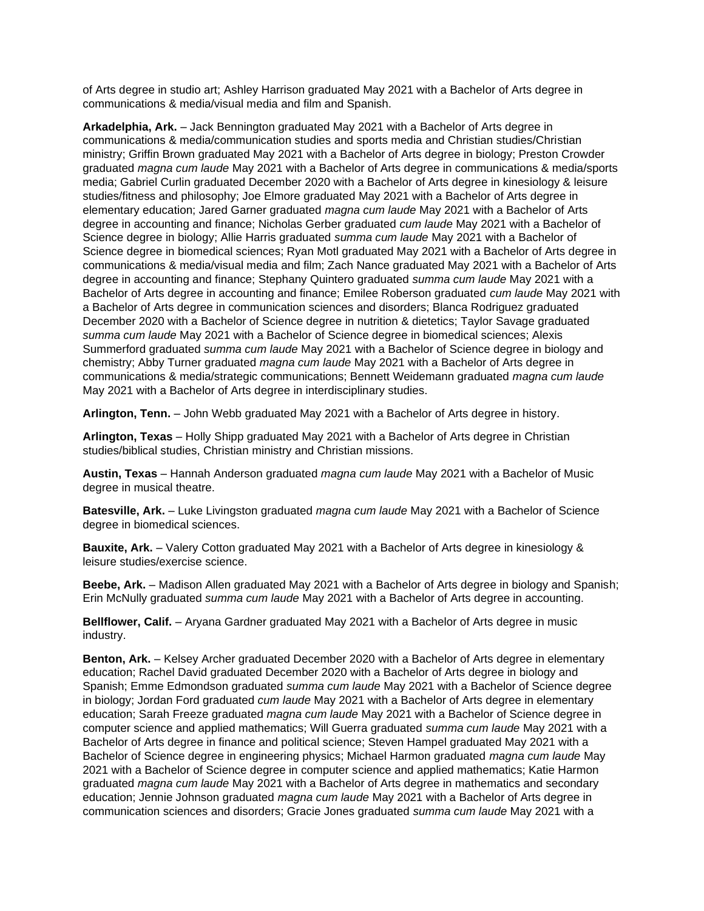of Arts degree in studio art; Ashley Harrison graduated May 2021 with a Bachelor of Arts degree in communications & media/visual media and film and Spanish.

**Arkadelphia, Ark.** – Jack Bennington graduated May 2021 with a Bachelor of Arts degree in communications & media/communication studies and sports media and Christian studies/Christian ministry; Griffin Brown graduated May 2021 with a Bachelor of Arts degree in biology; Preston Crowder graduated *magna cum laude* May 2021 with a Bachelor of Arts degree in communications & media/sports media; Gabriel Curlin graduated December 2020 with a Bachelor of Arts degree in kinesiology & leisure studies/fitness and philosophy; Joe Elmore graduated May 2021 with a Bachelor of Arts degree in elementary education; Jared Garner graduated *magna cum laude* May 2021 with a Bachelor of Arts degree in accounting and finance; Nicholas Gerber graduated *cum laude* May 2021 with a Bachelor of Science degree in biology; Allie Harris graduated *summa cum laude* May 2021 with a Bachelor of Science degree in biomedical sciences; Ryan Motl graduated May 2021 with a Bachelor of Arts degree in communications & media/visual media and film; Zach Nance graduated May 2021 with a Bachelor of Arts degree in accounting and finance; Stephany Quintero graduated *summa cum laude* May 2021 with a Bachelor of Arts degree in accounting and finance; Emilee Roberson graduated *cum laude* May 2021 with a Bachelor of Arts degree in communication sciences and disorders; Blanca Rodriguez graduated December 2020 with a Bachelor of Science degree in nutrition & dietetics; Taylor Savage graduated *summa cum laude* May 2021 with a Bachelor of Science degree in biomedical sciences; Alexis Summerford graduated *summa cum laude* May 2021 with a Bachelor of Science degree in biology and chemistry; Abby Turner graduated *magna cum laude* May 2021 with a Bachelor of Arts degree in communications & media/strategic communications; Bennett Weidemann graduated *magna cum laude* May 2021 with a Bachelor of Arts degree in interdisciplinary studies.

**Arlington, Tenn.** – John Webb graduated May 2021 with a Bachelor of Arts degree in history.

**Arlington, Texas** – Holly Shipp graduated May 2021 with a Bachelor of Arts degree in Christian studies/biblical studies, Christian ministry and Christian missions.

**Austin, Texas** – Hannah Anderson graduated *magna cum laude* May 2021 with a Bachelor of Music degree in musical theatre.

**Batesville, Ark.** – Luke Livingston graduated *magna cum laude* May 2021 with a Bachelor of Science degree in biomedical sciences.

**Bauxite, Ark.** – Valery Cotton graduated May 2021 with a Bachelor of Arts degree in kinesiology & leisure studies/exercise science.

**Beebe, Ark.** – Madison Allen graduated May 2021 with a Bachelor of Arts degree in biology and Spanish; Erin McNully graduated *summa cum laude* May 2021 with a Bachelor of Arts degree in accounting.

**Bellflower, Calif.** – Aryana Gardner graduated May 2021 with a Bachelor of Arts degree in music industry.

**Benton, Ark.** – Kelsey Archer graduated December 2020 with a Bachelor of Arts degree in elementary education; Rachel David graduated December 2020 with a Bachelor of Arts degree in biology and Spanish; Emme Edmondson graduated *summa cum laude* May 2021 with a Bachelor of Science degree in biology; Jordan Ford graduated *cum laude* May 2021 with a Bachelor of Arts degree in elementary education; Sarah Freeze graduated *magna cum laude* May 2021 with a Bachelor of Science degree in computer science and applied mathematics; Will Guerra graduated *summa cum laude* May 2021 with a Bachelor of Arts degree in finance and political science; Steven Hampel graduated May 2021 with a Bachelor of Science degree in engineering physics; Michael Harmon graduated *magna cum laude* May 2021 with a Bachelor of Science degree in computer science and applied mathematics; Katie Harmon graduated *magna cum laude* May 2021 with a Bachelor of Arts degree in mathematics and secondary education; Jennie Johnson graduated *magna cum laude* May 2021 with a Bachelor of Arts degree in communication sciences and disorders; Gracie Jones graduated *summa cum laude* May 2021 with a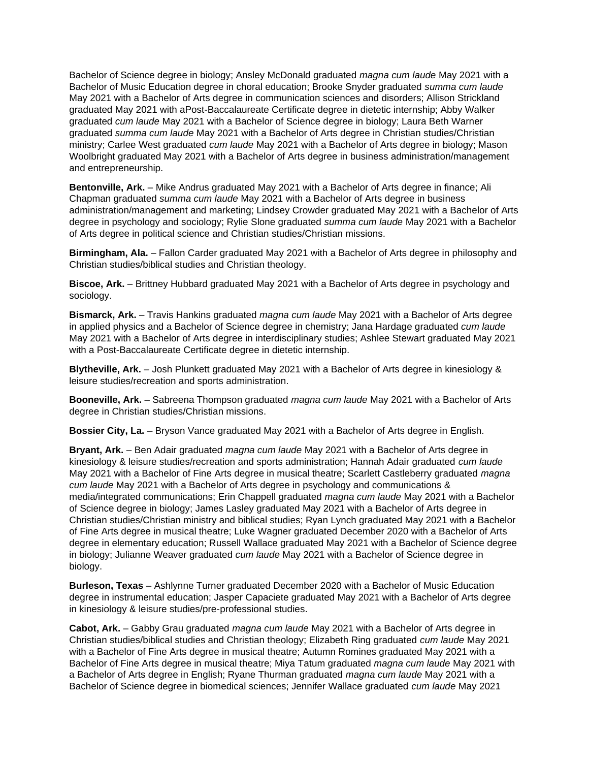Bachelor of Science degree in biology; Ansley McDonald graduated *magna cum laude* May 2021 with a Bachelor of Music Education degree in choral education; Brooke Snyder graduated *summa cum laude* May 2021 with a Bachelor of Arts degree in communication sciences and disorders; Allison Strickland graduated May 2021 with aPost-Baccalaureate Certificate degree in dietetic internship; Abby Walker graduated *cum laude* May 2021 with a Bachelor of Science degree in biology; Laura Beth Warner graduated *summa cum laude* May 2021 with a Bachelor of Arts degree in Christian studies/Christian ministry; Carlee West graduated *cum laude* May 2021 with a Bachelor of Arts degree in biology; Mason Woolbright graduated May 2021 with a Bachelor of Arts degree in business administration/management and entrepreneurship.

**Bentonville, Ark.** – Mike Andrus graduated May 2021 with a Bachelor of Arts degree in finance; Ali Chapman graduated *summa cum laude* May 2021 with a Bachelor of Arts degree in business administration/management and marketing; Lindsey Crowder graduated May 2021 with a Bachelor of Arts degree in psychology and sociology; Rylie Slone graduated *summa cum laude* May 2021 with a Bachelor of Arts degree in political science and Christian studies/Christian missions.

**Birmingham, Ala.** – Fallon Carder graduated May 2021 with a Bachelor of Arts degree in philosophy and Christian studies/biblical studies and Christian theology.

**Biscoe, Ark.** – Brittney Hubbard graduated May 2021 with a Bachelor of Arts degree in psychology and sociology.

**Bismarck, Ark.** – Travis Hankins graduated *magna cum laude* May 2021 with a Bachelor of Arts degree in applied physics and a Bachelor of Science degree in chemistry; Jana Hardage graduated *cum laude* May 2021 with a Bachelor of Arts degree in interdisciplinary studies; Ashlee Stewart graduated May 2021 with a Post-Baccalaureate Certificate degree in dietetic internship.

**Blytheville, Ark.** – Josh Plunkett graduated May 2021 with a Bachelor of Arts degree in kinesiology & leisure studies/recreation and sports administration.

**Booneville, Ark.** – Sabreena Thompson graduated *magna cum laude* May 2021 with a Bachelor of Arts degree in Christian studies/Christian missions.

**Bossier City, La.** – Bryson Vance graduated May 2021 with a Bachelor of Arts degree in English.

**Bryant, Ark.** – Ben Adair graduated *magna cum laude* May 2021 with a Bachelor of Arts degree in kinesiology & leisure studies/recreation and sports administration; Hannah Adair graduated *cum laude* May 2021 with a Bachelor of Fine Arts degree in musical theatre; Scarlett Castleberry graduated *magna cum laude* May 2021 with a Bachelor of Arts degree in psychology and communications & media/integrated communications; Erin Chappell graduated *magna cum laude* May 2021 with a Bachelor of Science degree in biology; James Lasley graduated May 2021 with a Bachelor of Arts degree in Christian studies/Christian ministry and biblical studies; Ryan Lynch graduated May 2021 with a Bachelor of Fine Arts degree in musical theatre; Luke Wagner graduated December 2020 with a Bachelor of Arts degree in elementary education; Russell Wallace graduated May 2021 with a Bachelor of Science degree in biology; Julianne Weaver graduated *cum laude* May 2021 with a Bachelor of Science degree in biology.

**Burleson, Texas** – Ashlynne Turner graduated December 2020 with a Bachelor of Music Education degree in instrumental education; Jasper Capaciete graduated May 2021 with a Bachelor of Arts degree in kinesiology & leisure studies/pre-professional studies.

**Cabot, Ark.** – Gabby Grau graduated *magna cum laude* May 2021 with a Bachelor of Arts degree in Christian studies/biblical studies and Christian theology; Elizabeth Ring graduated *cum laude* May 2021 with a Bachelor of Fine Arts degree in musical theatre; Autumn Romines graduated May 2021 with a Bachelor of Fine Arts degree in musical theatre; Miya Tatum graduated *magna cum laude* May 2021 with a Bachelor of Arts degree in English; Ryane Thurman graduated *magna cum laude* May 2021 with a Bachelor of Science degree in biomedical sciences; Jennifer Wallace graduated *cum laude* May 2021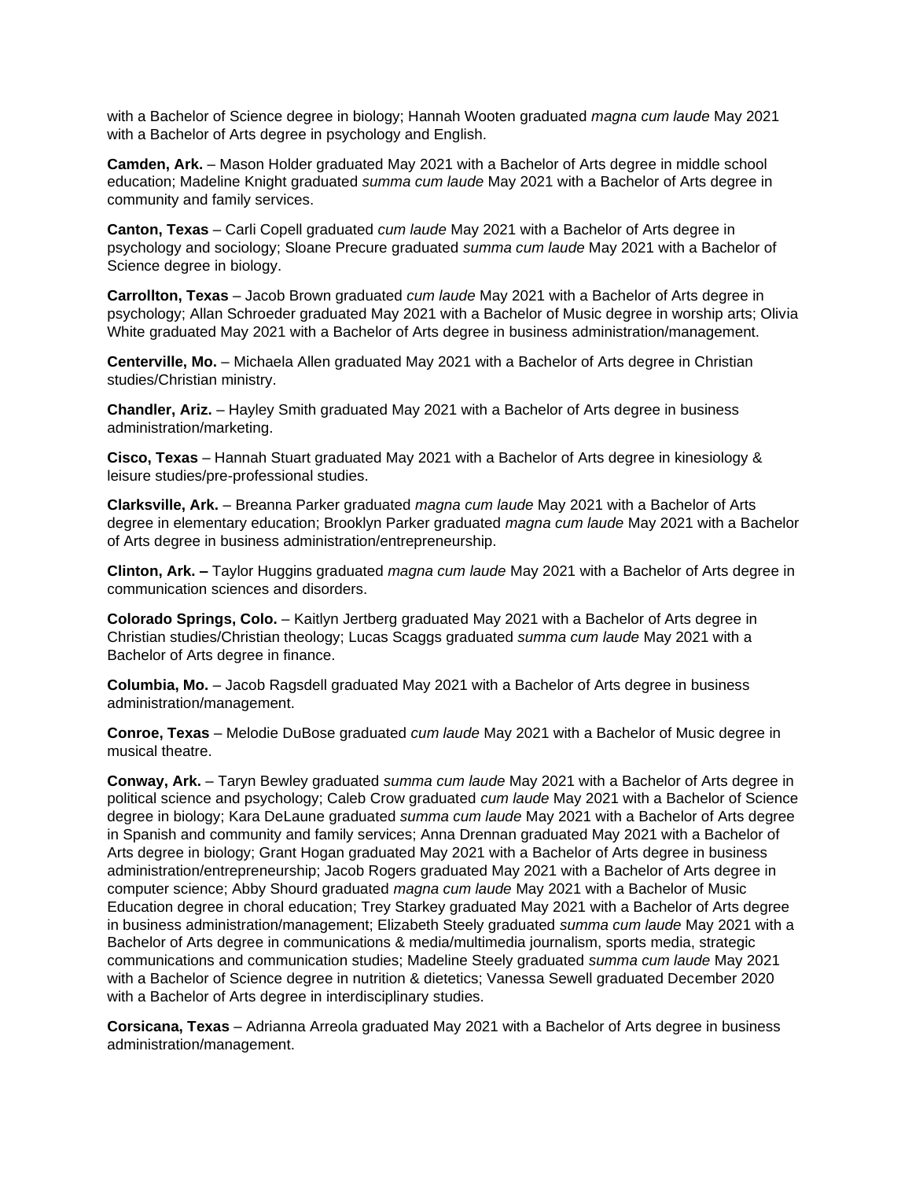with a Bachelor of Science degree in biology; Hannah Wooten graduated *magna cum laude* May 2021 with a Bachelor of Arts degree in psychology and English.

**Camden, Ark.** – Mason Holder graduated May 2021 with a Bachelor of Arts degree in middle school education; Madeline Knight graduated *summa cum laude* May 2021 with a Bachelor of Arts degree in community and family services.

**Canton, Texas** – Carli Copell graduated *cum laude* May 2021 with a Bachelor of Arts degree in psychology and sociology; Sloane Precure graduated *summa cum laude* May 2021 with a Bachelor of Science degree in biology.

**Carrollton, Texas** – Jacob Brown graduated *cum laude* May 2021 with a Bachelor of Arts degree in psychology; Allan Schroeder graduated May 2021 with a Bachelor of Music degree in worship arts; Olivia White graduated May 2021 with a Bachelor of Arts degree in business administration/management.

**Centerville, Mo.** – Michaela Allen graduated May 2021 with a Bachelor of Arts degree in Christian studies/Christian ministry.

**Chandler, Ariz.** – Hayley Smith graduated May 2021 with a Bachelor of Arts degree in business administration/marketing.

**Cisco, Texas** – Hannah Stuart graduated May 2021 with a Bachelor of Arts degree in kinesiology & leisure studies/pre-professional studies.

**Clarksville, Ark.** – Breanna Parker graduated *magna cum laude* May 2021 with a Bachelor of Arts degree in elementary education; Brooklyn Parker graduated *magna cum laude* May 2021 with a Bachelor of Arts degree in business administration/entrepreneurship.

**Clinton, Ark. –** Taylor Huggins graduated *magna cum laude* May 2021 with a Bachelor of Arts degree in communication sciences and disorders.

**Colorado Springs, Colo.** – Kaitlyn Jertberg graduated May 2021 with a Bachelor of Arts degree in Christian studies/Christian theology; Lucas Scaggs graduated *summa cum laude* May 2021 with a Bachelor of Arts degree in finance.

**Columbia, Mo.** – Jacob Ragsdell graduated May 2021 with a Bachelor of Arts degree in business administration/management.

**Conroe, Texas** – Melodie DuBose graduated *cum laude* May 2021 with a Bachelor of Music degree in musical theatre.

**Conway, Ark.** – Taryn Bewley graduated *summa cum laude* May 2021 with a Bachelor of Arts degree in political science and psychology; Caleb Crow graduated *cum laude* May 2021 with a Bachelor of Science degree in biology; Kara DeLaune graduated *summa cum laude* May 2021 with a Bachelor of Arts degree in Spanish and community and family services; Anna Drennan graduated May 2021 with a Bachelor of Arts degree in biology; Grant Hogan graduated May 2021 with a Bachelor of Arts degree in business administration/entrepreneurship; Jacob Rogers graduated May 2021 with a Bachelor of Arts degree in computer science; Abby Shourd graduated *magna cum laude* May 2021 with a Bachelor of Music Education degree in choral education; Trey Starkey graduated May 2021 with a Bachelor of Arts degree in business administration/management; Elizabeth Steely graduated *summa cum laude* May 2021 with a Bachelor of Arts degree in communications & media/multimedia journalism, sports media, strategic communications and communication studies; Madeline Steely graduated *summa cum laude* May 2021 with a Bachelor of Science degree in nutrition & dietetics; Vanessa Sewell graduated December 2020 with a Bachelor of Arts degree in interdisciplinary studies.

**Corsicana, Texas** – Adrianna Arreola graduated May 2021 with a Bachelor of Arts degree in business administration/management.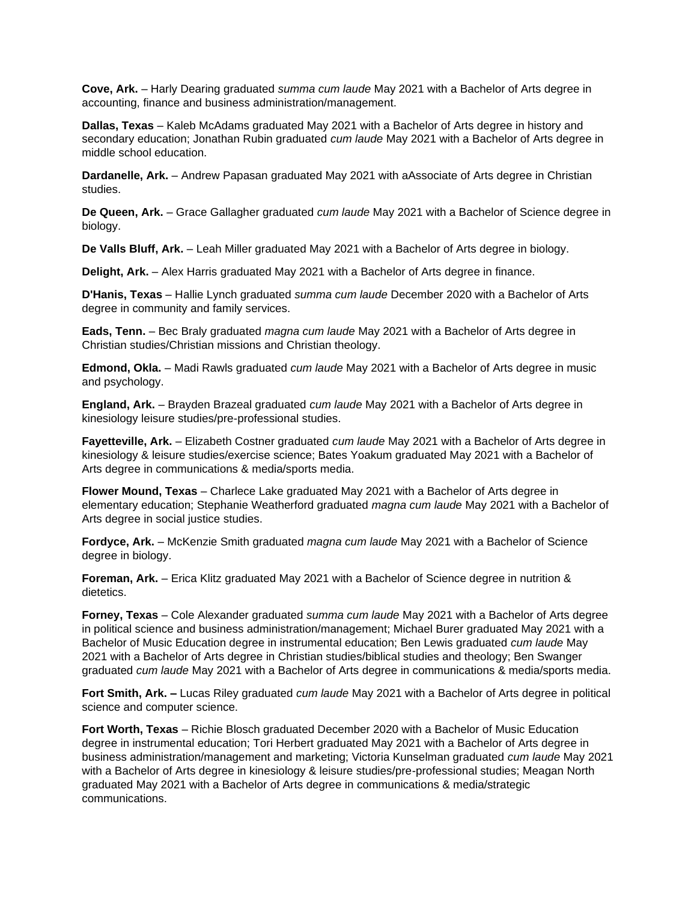**Cove, Ark.** – Harly Dearing graduated *summa cum laude* May 2021 with a Bachelor of Arts degree in accounting, finance and business administration/management.

**Dallas, Texas** – Kaleb McAdams graduated May 2021 with a Bachelor of Arts degree in history and secondary education; Jonathan Rubin graduated *cum laude* May 2021 with a Bachelor of Arts degree in middle school education.

**Dardanelle, Ark.** – Andrew Papasan graduated May 2021 with aAssociate of Arts degree in Christian studies.

**De Queen, Ark.** – Grace Gallagher graduated *cum laude* May 2021 with a Bachelor of Science degree in biology.

**De Valls Bluff, Ark.** – Leah Miller graduated May 2021 with a Bachelor of Arts degree in biology.

**Delight, Ark.** – Alex Harris graduated May 2021 with a Bachelor of Arts degree in finance.

**D'Hanis, Texas** – Hallie Lynch graduated *summa cum laude* December 2020 with a Bachelor of Arts degree in community and family services.

**Eads, Tenn.** – Bec Braly graduated *magna cum laude* May 2021 with a Bachelor of Arts degree in Christian studies/Christian missions and Christian theology.

**Edmond, Okla.** – Madi Rawls graduated *cum laude* May 2021 with a Bachelor of Arts degree in music and psychology.

**England, Ark.** – Brayden Brazeal graduated *cum laude* May 2021 with a Bachelor of Arts degree in kinesiology leisure studies/pre-professional studies.

**Fayetteville, Ark.** – Elizabeth Costner graduated *cum laude* May 2021 with a Bachelor of Arts degree in kinesiology & leisure studies/exercise science; Bates Yoakum graduated May 2021 with a Bachelor of Arts degree in communications & media/sports media.

**Flower Mound, Texas** – Charlece Lake graduated May 2021 with a Bachelor of Arts degree in elementary education; Stephanie Weatherford graduated *magna cum laude* May 2021 with a Bachelor of Arts degree in social justice studies.

**Fordyce, Ark.** – McKenzie Smith graduated *magna cum laude* May 2021 with a Bachelor of Science degree in biology.

**Foreman, Ark.** – Erica Klitz graduated May 2021 with a Bachelor of Science degree in nutrition & dietetics.

**Forney, Texas** – Cole Alexander graduated *summa cum laude* May 2021 with a Bachelor of Arts degree in political science and business administration/management; Michael Burer graduated May 2021 with a Bachelor of Music Education degree in instrumental education; Ben Lewis graduated *cum laude* May 2021 with a Bachelor of Arts degree in Christian studies/biblical studies and theology; Ben Swanger graduated *cum laude* May 2021 with a Bachelor of Arts degree in communications & media/sports media.

**Fort Smith, Ark. –** Lucas Riley graduated *cum laude* May 2021 with a Bachelor of Arts degree in political science and computer science.

**Fort Worth, Texas** – Richie Blosch graduated December 2020 with a Bachelor of Music Education degree in instrumental education; Tori Herbert graduated May 2021 with a Bachelor of Arts degree in business administration/management and marketing; Victoria Kunselman graduated *cum laude* May 2021 with a Bachelor of Arts degree in kinesiology & leisure studies/pre-professional studies; Meagan North graduated May 2021 with a Bachelor of Arts degree in communications & media/strategic communications.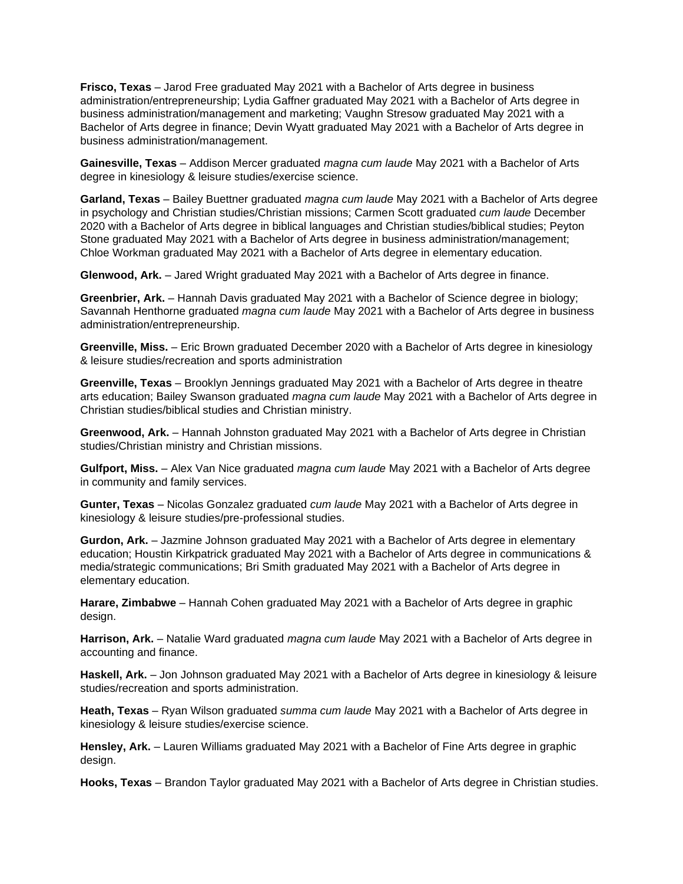**Frisco, Texas** – Jarod Free graduated May 2021 with a Bachelor of Arts degree in business administration/entrepreneurship; Lydia Gaffner graduated May 2021 with a Bachelor of Arts degree in business administration/management and marketing; Vaughn Stresow graduated May 2021 with a Bachelor of Arts degree in finance; Devin Wyatt graduated May 2021 with a Bachelor of Arts degree in business administration/management.

**Gainesville, Texas** – Addison Mercer graduated *magna cum laude* May 2021 with a Bachelor of Arts degree in kinesiology & leisure studies/exercise science.

**Garland, Texas** – Bailey Buettner graduated *magna cum laude* May 2021 with a Bachelor of Arts degree in psychology and Christian studies/Christian missions; Carmen Scott graduated *cum laude* December 2020 with a Bachelor of Arts degree in biblical languages and Christian studies/biblical studies; Peyton Stone graduated May 2021 with a Bachelor of Arts degree in business administration/management; Chloe Workman graduated May 2021 with a Bachelor of Arts degree in elementary education.

**Glenwood, Ark.** – Jared Wright graduated May 2021 with a Bachelor of Arts degree in finance.

**Greenbrier, Ark.** – Hannah Davis graduated May 2021 with a Bachelor of Science degree in biology; Savannah Henthorne graduated *magna cum laude* May 2021 with a Bachelor of Arts degree in business administration/entrepreneurship.

**Greenville, Miss.** – Eric Brown graduated December 2020 with a Bachelor of Arts degree in kinesiology & leisure studies/recreation and sports administration

**Greenville, Texas** – Brooklyn Jennings graduated May 2021 with a Bachelor of Arts degree in theatre arts education; Bailey Swanson graduated *magna cum laude* May 2021 with a Bachelor of Arts degree in Christian studies/biblical studies and Christian ministry.

**Greenwood, Ark.** – Hannah Johnston graduated May 2021 with a Bachelor of Arts degree in Christian studies/Christian ministry and Christian missions.

**Gulfport, Miss.** – Alex Van Nice graduated *magna cum laude* May 2021 with a Bachelor of Arts degree in community and family services.

**Gunter, Texas** – Nicolas Gonzalez graduated *cum laude* May 2021 with a Bachelor of Arts degree in kinesiology & leisure studies/pre-professional studies.

**Gurdon, Ark.** – Jazmine Johnson graduated May 2021 with a Bachelor of Arts degree in elementary education; Houstin Kirkpatrick graduated May 2021 with a Bachelor of Arts degree in communications & media/strategic communications; Bri Smith graduated May 2021 with a Bachelor of Arts degree in elementary education.

**Harare, Zimbabwe** – Hannah Cohen graduated May 2021 with a Bachelor of Arts degree in graphic design.

**Harrison, Ark.** – Natalie Ward graduated *magna cum laude* May 2021 with a Bachelor of Arts degree in accounting and finance.

**Haskell, Ark.** – Jon Johnson graduated May 2021 with a Bachelor of Arts degree in kinesiology & leisure studies/recreation and sports administration.

**Heath, Texas** – Ryan Wilson graduated *summa cum laude* May 2021 with a Bachelor of Arts degree in kinesiology & leisure studies/exercise science.

**Hensley, Ark.** – Lauren Williams graduated May 2021 with a Bachelor of Fine Arts degree in graphic design.

**Hooks, Texas** – Brandon Taylor graduated May 2021 with a Bachelor of Arts degree in Christian studies.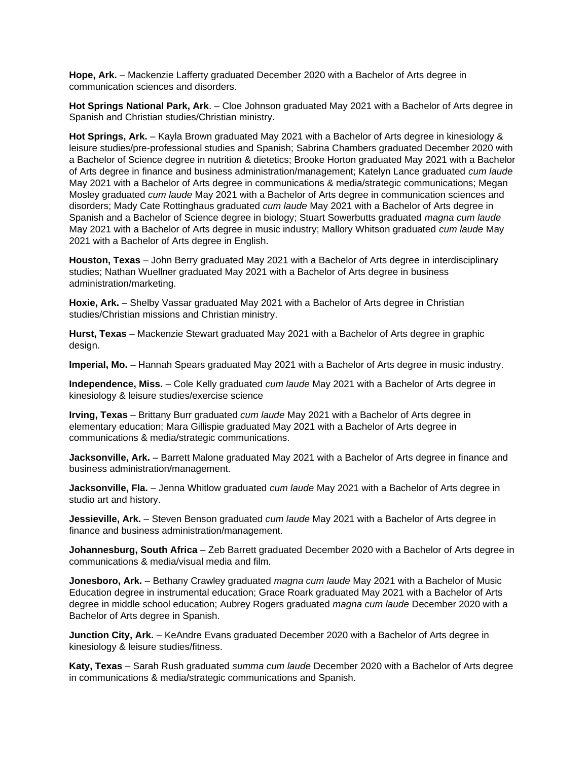**Hope, Ark.** – Mackenzie Lafferty graduated December 2020 with a Bachelor of Arts degree in communication sciences and disorders.

**Hot Springs National Park, Ark**. – Cloe Johnson graduated May 2021 with a Bachelor of Arts degree in Spanish and Christian studies/Christian ministry.

**Hot Springs, Ark.** – Kayla Brown graduated May 2021 with a Bachelor of Arts degree in kinesiology & leisure studies/pre-professional studies and Spanish; Sabrina Chambers graduated December 2020 with a Bachelor of Science degree in nutrition & dietetics; Brooke Horton graduated May 2021 with a Bachelor of Arts degree in finance and business administration/management; Katelyn Lance graduated *cum laude* May 2021 with a Bachelor of Arts degree in communications & media/strategic communications; Megan Mosley graduated *cum laude* May 2021 with a Bachelor of Arts degree in communication sciences and disorders; Mady Cate Rottinghaus graduated *cum laude* May 2021 with a Bachelor of Arts degree in Spanish and a Bachelor of Science degree in biology; Stuart Sowerbutts graduated *magna cum laude* May 2021 with a Bachelor of Arts degree in music industry; Mallory Whitson graduated *cum laude* May 2021 with a Bachelor of Arts degree in English.

**Houston, Texas** – John Berry graduated May 2021 with a Bachelor of Arts degree in interdisciplinary studies; Nathan Wuellner graduated May 2021 with a Bachelor of Arts degree in business administration/marketing.

**Hoxie, Ark.** – Shelby Vassar graduated May 2021 with a Bachelor of Arts degree in Christian studies/Christian missions and Christian ministry.

**Hurst, Texas** – Mackenzie Stewart graduated May 2021 with a Bachelor of Arts degree in graphic design.

**Imperial, Mo.** – Hannah Spears graduated May 2021 with a Bachelor of Arts degree in music industry.

**Independence, Miss.** – Cole Kelly graduated *cum laude* May 2021 with a Bachelor of Arts degree in kinesiology & leisure studies/exercise science

**Irving, Texas** – Brittany Burr graduated *cum laude* May 2021 with a Bachelor of Arts degree in elementary education; Mara Gillispie graduated May 2021 with a Bachelor of Arts degree in communications & media/strategic communications.

**Jacksonville, Ark.** – Barrett Malone graduated May 2021 with a Bachelor of Arts degree in finance and business administration/management.

**Jacksonville, Fla.** – Jenna Whitlow graduated *cum laude* May 2021 with a Bachelor of Arts degree in studio art and history.

**Jessieville, Ark.** – Steven Benson graduated *cum laude* May 2021 with a Bachelor of Arts degree in finance and business administration/management.

**Johannesburg, South Africa** – Zeb Barrett graduated December 2020 with a Bachelor of Arts degree in communications & media/visual media and film.

**Jonesboro, Ark.** – Bethany Crawley graduated *magna cum laude* May 2021 with a Bachelor of Music Education degree in instrumental education; Grace Roark graduated May 2021 with a Bachelor of Arts degree in middle school education; Aubrey Rogers graduated *magna cum laude* December 2020 with a Bachelor of Arts degree in Spanish.

**Junction City, Ark.** – KeAndre Evans graduated December 2020 with a Bachelor of Arts degree in kinesiology & leisure studies/fitness.

**Katy, Texas** – Sarah Rush graduated *summa cum laude* December 2020 with a Bachelor of Arts degree in communications & media/strategic communications and Spanish.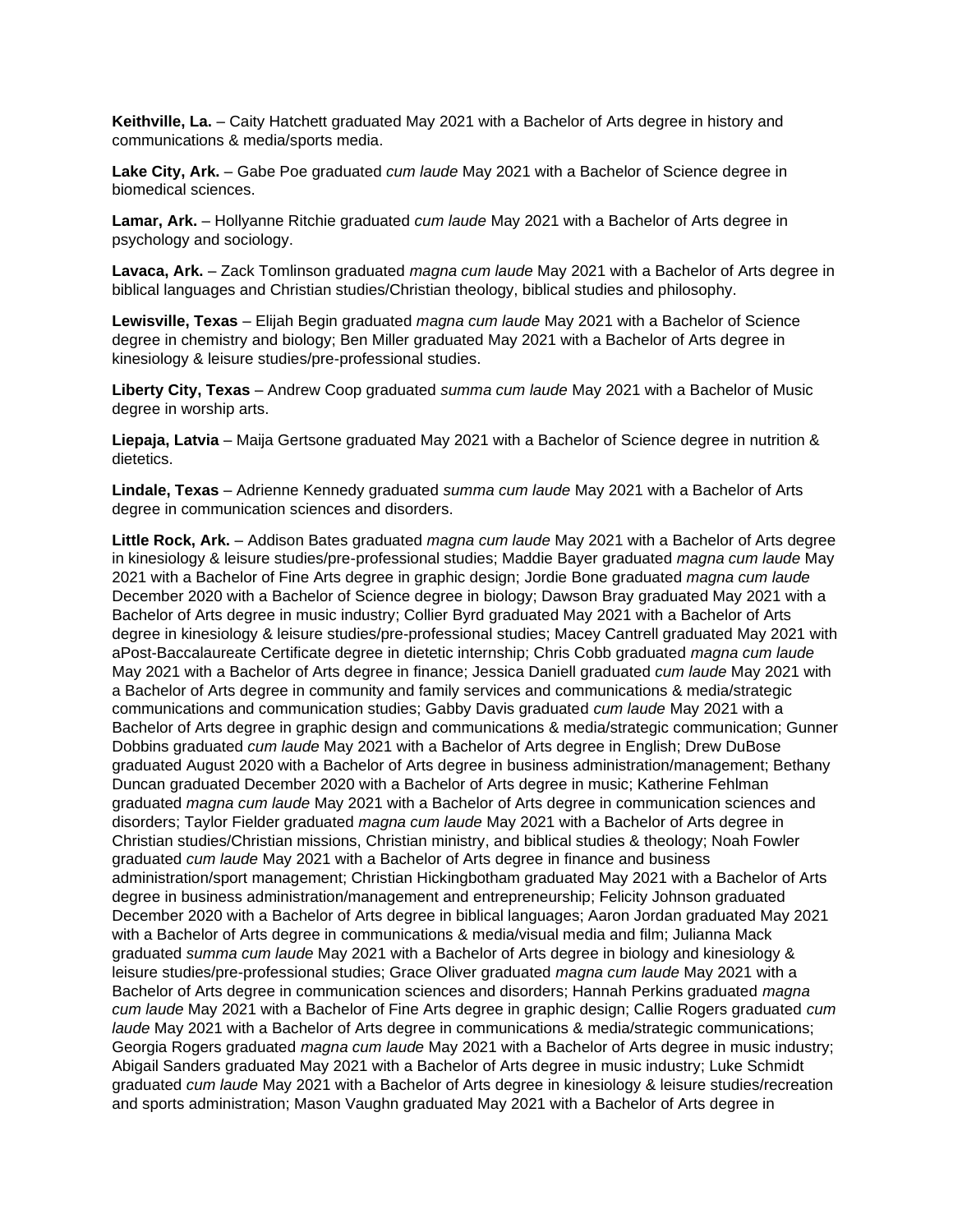**Keithville, La.** – Caity Hatchett graduated May 2021 with a Bachelor of Arts degree in history and communications & media/sports media.

**Lake City, Ark.** – Gabe Poe graduated *cum laude* May 2021 with a Bachelor of Science degree in biomedical sciences.

**Lamar, Ark.** – Hollyanne Ritchie graduated *cum laude* May 2021 with a Bachelor of Arts degree in psychology and sociology.

**Lavaca, Ark.** – Zack Tomlinson graduated *magna cum laude* May 2021 with a Bachelor of Arts degree in biblical languages and Christian studies/Christian theology, biblical studies and philosophy.

**Lewisville, Texas** – Elijah Begin graduated *magna cum laude* May 2021 with a Bachelor of Science degree in chemistry and biology; Ben Miller graduated May 2021 with a Bachelor of Arts degree in kinesiology & leisure studies/pre-professional studies.

**Liberty City, Texas** – Andrew Coop graduated *summa cum laude* May 2021 with a Bachelor of Music degree in worship arts.

**Liepaja, Latvia** – Maija Gertsone graduated May 2021 with a Bachelor of Science degree in nutrition & dietetics.

**Lindale, Texas** – Adrienne Kennedy graduated *summa cum laude* May 2021 with a Bachelor of Arts degree in communication sciences and disorders.

**Little Rock, Ark.** – Addison Bates graduated *magna cum laude* May 2021 with a Bachelor of Arts degree in kinesiology & leisure studies/pre-professional studies; Maddie Bayer graduated *magna cum laude* May 2021 with a Bachelor of Fine Arts degree in graphic design; Jordie Bone graduated *magna cum laude* December 2020 with a Bachelor of Science degree in biology; Dawson Bray graduated May 2021 with a Bachelor of Arts degree in music industry; Collier Byrd graduated May 2021 with a Bachelor of Arts degree in kinesiology & leisure studies/pre-professional studies; Macey Cantrell graduated May 2021 with aPost-Baccalaureate Certificate degree in dietetic internship; Chris Cobb graduated *magna cum laude* May 2021 with a Bachelor of Arts degree in finance; Jessica Daniell graduated *cum laude* May 2021 with a Bachelor of Arts degree in community and family services and communications & media/strategic communications and communication studies; Gabby Davis graduated *cum laude* May 2021 with a Bachelor of Arts degree in graphic design and communications & media/strategic communication; Gunner Dobbins graduated *cum laude* May 2021 with a Bachelor of Arts degree in English; Drew DuBose graduated August 2020 with a Bachelor of Arts degree in business administration/management; Bethany Duncan graduated December 2020 with a Bachelor of Arts degree in music; Katherine Fehlman graduated *magna cum laude* May 2021 with a Bachelor of Arts degree in communication sciences and disorders; Taylor Fielder graduated *magna cum laude* May 2021 with a Bachelor of Arts degree in Christian studies/Christian missions, Christian ministry, and biblical studies & theology; Noah Fowler graduated *cum laude* May 2021 with a Bachelor of Arts degree in finance and business administration/sport management; Christian Hickingbotham graduated May 2021 with a Bachelor of Arts degree in business administration/management and entrepreneurship; Felicity Johnson graduated December 2020 with a Bachelor of Arts degree in biblical languages; Aaron Jordan graduated May 2021 with a Bachelor of Arts degree in communications & media/visual media and film; Julianna Mack graduated *summa cum laude* May 2021 with a Bachelor of Arts degree in biology and kinesiology & leisure studies/pre-professional studies; Grace Oliver graduated *magna cum laude* May 2021 with a Bachelor of Arts degree in communication sciences and disorders; Hannah Perkins graduated *magna cum laude* May 2021 with a Bachelor of Fine Arts degree in graphic design; Callie Rogers graduated *cum laude* May 2021 with a Bachelor of Arts degree in communications & media/strategic communications; Georgia Rogers graduated *magna cum laude* May 2021 with a Bachelor of Arts degree in music industry; Abigail Sanders graduated May 2021 with a Bachelor of Arts degree in music industry; Luke Schmidt graduated *cum laude* May 2021 with a Bachelor of Arts degree in kinesiology & leisure studies/recreation and sports administration; Mason Vaughn graduated May 2021 with a Bachelor of Arts degree in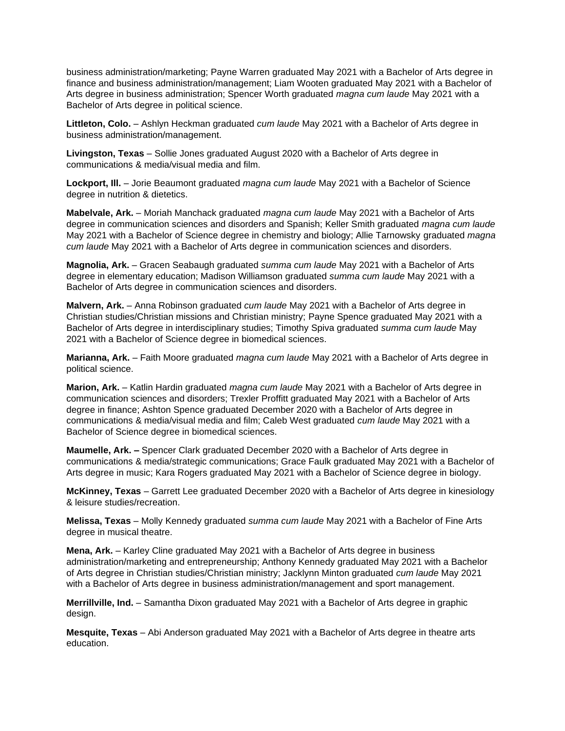business administration/marketing; Payne Warren graduated May 2021 with a Bachelor of Arts degree in finance and business administration/management; Liam Wooten graduated May 2021 with a Bachelor of Arts degree in business administration; Spencer Worth graduated *magna cum laude* May 2021 with a Bachelor of Arts degree in political science.

**Littleton, Colo.** – Ashlyn Heckman graduated *cum laude* May 2021 with a Bachelor of Arts degree in business administration/management.

**Livingston, Texas** – Sollie Jones graduated August 2020 with a Bachelor of Arts degree in communications & media/visual media and film.

**Lockport, Ill.** – Jorie Beaumont graduated *magna cum laude* May 2021 with a Bachelor of Science degree in nutrition & dietetics.

**Mabelvale, Ark.** – Moriah Manchack graduated *magna cum laude* May 2021 with a Bachelor of Arts degree in communication sciences and disorders and Spanish; Keller Smith graduated *magna cum laude* May 2021 with a Bachelor of Science degree in chemistry and biology; Allie Tarnowsky graduated *magna cum laude* May 2021 with a Bachelor of Arts degree in communication sciences and disorders.

**Magnolia, Ark.** – Gracen Seabaugh graduated *summa cum laude* May 2021 with a Bachelor of Arts degree in elementary education; Madison Williamson graduated *summa cum laude* May 2021 with a Bachelor of Arts degree in communication sciences and disorders.

**Malvern, Ark.** – Anna Robinson graduated *cum laude* May 2021 with a Bachelor of Arts degree in Christian studies/Christian missions and Christian ministry; Payne Spence graduated May 2021 with a Bachelor of Arts degree in interdisciplinary studies; Timothy Spiva graduated *summa cum laude* May 2021 with a Bachelor of Science degree in biomedical sciences.

**Marianna, Ark.** – Faith Moore graduated *magna cum laude* May 2021 with a Bachelor of Arts degree in political science.

**Marion, Ark.** – Katlin Hardin graduated *magna cum laude* May 2021 with a Bachelor of Arts degree in communication sciences and disorders; Trexler Proffitt graduated May 2021 with a Bachelor of Arts degree in finance; Ashton Spence graduated December 2020 with a Bachelor of Arts degree in communications & media/visual media and film; Caleb West graduated *cum laude* May 2021 with a Bachelor of Science degree in biomedical sciences.

**Maumelle, Ark. –** Spencer Clark graduated December 2020 with a Bachelor of Arts degree in communications & media/strategic communications; Grace Faulk graduated May 2021 with a Bachelor of Arts degree in music; Kara Rogers graduated May 2021 with a Bachelor of Science degree in biology.

**McKinney, Texas** – Garrett Lee graduated December 2020 with a Bachelor of Arts degree in kinesiology & leisure studies/recreation.

**Melissa, Texas** – Molly Kennedy graduated *summa cum laude* May 2021 with a Bachelor of Fine Arts degree in musical theatre.

**Mena, Ark.** – Karley Cline graduated May 2021 with a Bachelor of Arts degree in business administration/marketing and entrepreneurship; Anthony Kennedy graduated May 2021 with a Bachelor of Arts degree in Christian studies/Christian ministry; Jacklynn Minton graduated *cum laude* May 2021 with a Bachelor of Arts degree in business administration/management and sport management.

**Merrillville, Ind.** – Samantha Dixon graduated May 2021 with a Bachelor of Arts degree in graphic design.

**Mesquite, Texas** – Abi Anderson graduated May 2021 with a Bachelor of Arts degree in theatre arts education.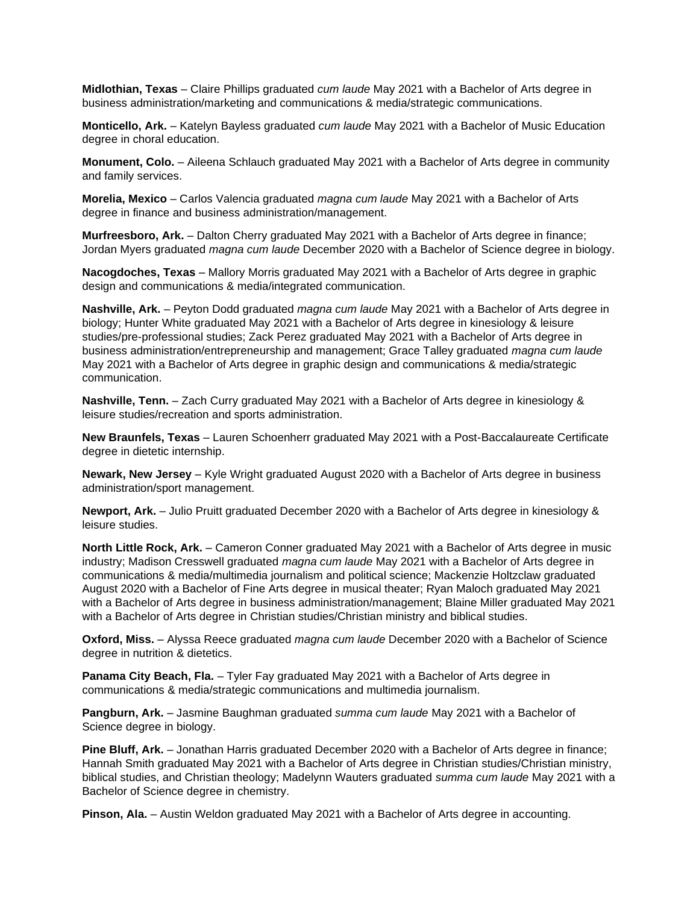**Midlothian, Texas** – Claire Phillips graduated *cum laude* May 2021 with a Bachelor of Arts degree in business administration/marketing and communications & media/strategic communications.

**Monticello, Ark.** – Katelyn Bayless graduated *cum laude* May 2021 with a Bachelor of Music Education degree in choral education.

**Monument, Colo.** – Aileena Schlauch graduated May 2021 with a Bachelor of Arts degree in community and family services.

**Morelia, Mexico** – Carlos Valencia graduated *magna cum laude* May 2021 with a Bachelor of Arts degree in finance and business administration/management.

**Murfreesboro, Ark.** – Dalton Cherry graduated May 2021 with a Bachelor of Arts degree in finance; Jordan Myers graduated *magna cum laude* December 2020 with a Bachelor of Science degree in biology.

**Nacogdoches, Texas** – Mallory Morris graduated May 2021 with a Bachelor of Arts degree in graphic design and communications & media/integrated communication.

**Nashville, Ark.** – Peyton Dodd graduated *magna cum laude* May 2021 with a Bachelor of Arts degree in biology; Hunter White graduated May 2021 with a Bachelor of Arts degree in kinesiology & leisure studies/pre-professional studies; Zack Perez graduated May 2021 with a Bachelor of Arts degree in business administration/entrepreneurship and management; Grace Talley graduated *magna cum laude* May 2021 with a Bachelor of Arts degree in graphic design and communications & media/strategic communication.

**Nashville, Tenn.** – Zach Curry graduated May 2021 with a Bachelor of Arts degree in kinesiology & leisure studies/recreation and sports administration.

**New Braunfels, Texas** – Lauren Schoenherr graduated May 2021 with a Post-Baccalaureate Certificate degree in dietetic internship.

**Newark, New Jersey** – Kyle Wright graduated August 2020 with a Bachelor of Arts degree in business administration/sport management.

**Newport, Ark.** – Julio Pruitt graduated December 2020 with a Bachelor of Arts degree in kinesiology & leisure studies.

**North Little Rock, Ark.** – Cameron Conner graduated May 2021 with a Bachelor of Arts degree in music industry; Madison Cresswell graduated *magna cum laude* May 2021 with a Bachelor of Arts degree in communications & media/multimedia journalism and political science; Mackenzie Holtzclaw graduated August 2020 with a Bachelor of Fine Arts degree in musical theater; Ryan Maloch graduated May 2021 with a Bachelor of Arts degree in business administration/management; Blaine Miller graduated May 2021 with a Bachelor of Arts degree in Christian studies/Christian ministry and biblical studies.

**Oxford, Miss.** – Alyssa Reece graduated *magna cum laude* December 2020 with a Bachelor of Science degree in nutrition & dietetics.

**Panama City Beach, Fla.** – Tyler Fay graduated May 2021 with a Bachelor of Arts degree in communications & media/strategic communications and multimedia journalism.

**Pangburn, Ark.** – Jasmine Baughman graduated *summa cum laude* May 2021 with a Bachelor of Science degree in biology.

**Pine Bluff, Ark.** – Jonathan Harris graduated December 2020 with a Bachelor of Arts degree in finance; Hannah Smith graduated May 2021 with a Bachelor of Arts degree in Christian studies/Christian ministry, biblical studies, and Christian theology; Madelynn Wauters graduated *summa cum laude* May 2021 with a Bachelor of Science degree in chemistry.

**Pinson, Ala.** – Austin Weldon graduated May 2021 with a Bachelor of Arts degree in accounting.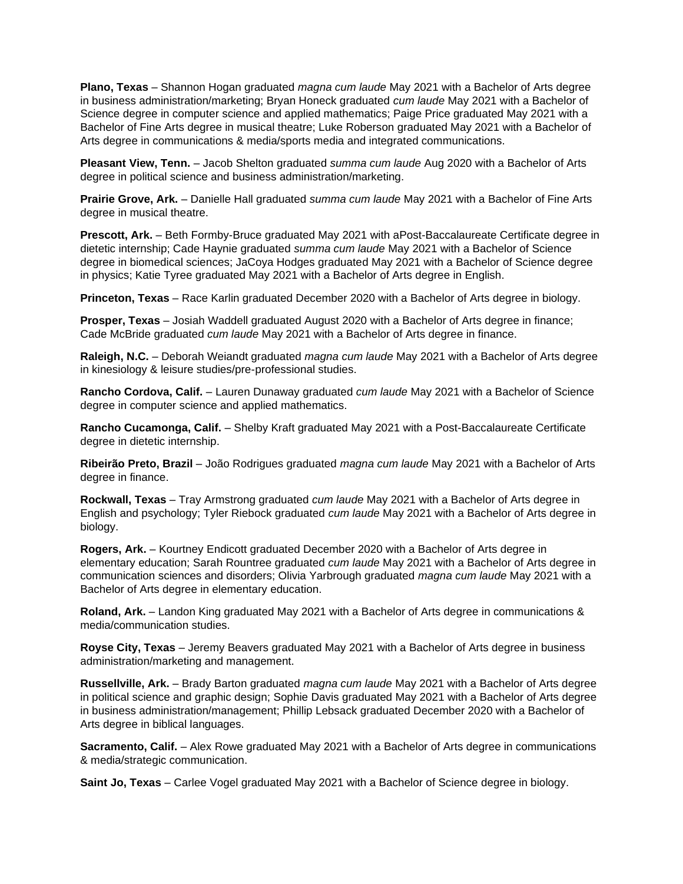**Plano, Texas** – Shannon Hogan graduated *magna cum laude* May 2021 with a Bachelor of Arts degree in business administration/marketing; Bryan Honeck graduated *cum laude* May 2021 with a Bachelor of Science degree in computer science and applied mathematics; Paige Price graduated May 2021 with a Bachelor of Fine Arts degree in musical theatre; Luke Roberson graduated May 2021 with a Bachelor of Arts degree in communications & media/sports media and integrated communications.

**Pleasant View, Tenn.** – Jacob Shelton graduated *summa cum laude* Aug 2020 with a Bachelor of Arts degree in political science and business administration/marketing.

**Prairie Grove, Ark.** – Danielle Hall graduated *summa cum laude* May 2021 with a Bachelor of Fine Arts degree in musical theatre.

**Prescott, Ark.** – Beth Formby-Bruce graduated May 2021 with aPost-Baccalaureate Certificate degree in dietetic internship; Cade Haynie graduated *summa cum laude* May 2021 with a Bachelor of Science degree in biomedical sciences; JaCoya Hodges graduated May 2021 with a Bachelor of Science degree in physics; Katie Tyree graduated May 2021 with a Bachelor of Arts degree in English.

**Princeton, Texas** – Race Karlin graduated December 2020 with a Bachelor of Arts degree in biology.

**Prosper, Texas** – Josiah Waddell graduated August 2020 with a Bachelor of Arts degree in finance; Cade McBride graduated *cum laude* May 2021 with a Bachelor of Arts degree in finance.

**Raleigh, N.C.** – Deborah Weiandt graduated *magna cum laude* May 2021 with a Bachelor of Arts degree in kinesiology & leisure studies/pre-professional studies.

**Rancho Cordova, Calif.** – Lauren Dunaway graduated *cum laude* May 2021 with a Bachelor of Science degree in computer science and applied mathematics.

**Rancho Cucamonga, Calif.** – Shelby Kraft graduated May 2021 with a Post-Baccalaureate Certificate degree in dietetic internship.

**Ribeirão Preto, Brazil** – João Rodrigues graduated *magna cum laude* May 2021 with a Bachelor of Arts degree in finance.

**Rockwall, Texas** – Tray Armstrong graduated *cum laude* May 2021 with a Bachelor of Arts degree in English and psychology; Tyler Riebock graduated *cum laude* May 2021 with a Bachelor of Arts degree in biology.

**Rogers, Ark.** – Kourtney Endicott graduated December 2020 with a Bachelor of Arts degree in elementary education; Sarah Rountree graduated *cum laude* May 2021 with a Bachelor of Arts degree in communication sciences and disorders; Olivia Yarbrough graduated *magna cum laude* May 2021 with a Bachelor of Arts degree in elementary education.

**Roland, Ark.** – Landon King graduated May 2021 with a Bachelor of Arts degree in communications & media/communication studies.

**Royse City, Texas** – Jeremy Beavers graduated May 2021 with a Bachelor of Arts degree in business administration/marketing and management.

**Russellville, Ark.** – Brady Barton graduated *magna cum laude* May 2021 with a Bachelor of Arts degree in political science and graphic design; Sophie Davis graduated May 2021 with a Bachelor of Arts degree in business administration/management; Phillip Lebsack graduated December 2020 with a Bachelor of Arts degree in biblical languages.

**Sacramento, Calif.** – Alex Rowe graduated May 2021 with a Bachelor of Arts degree in communications & media/strategic communication.

**Saint Jo, Texas** – Carlee Vogel graduated May 2021 with a Bachelor of Science degree in biology.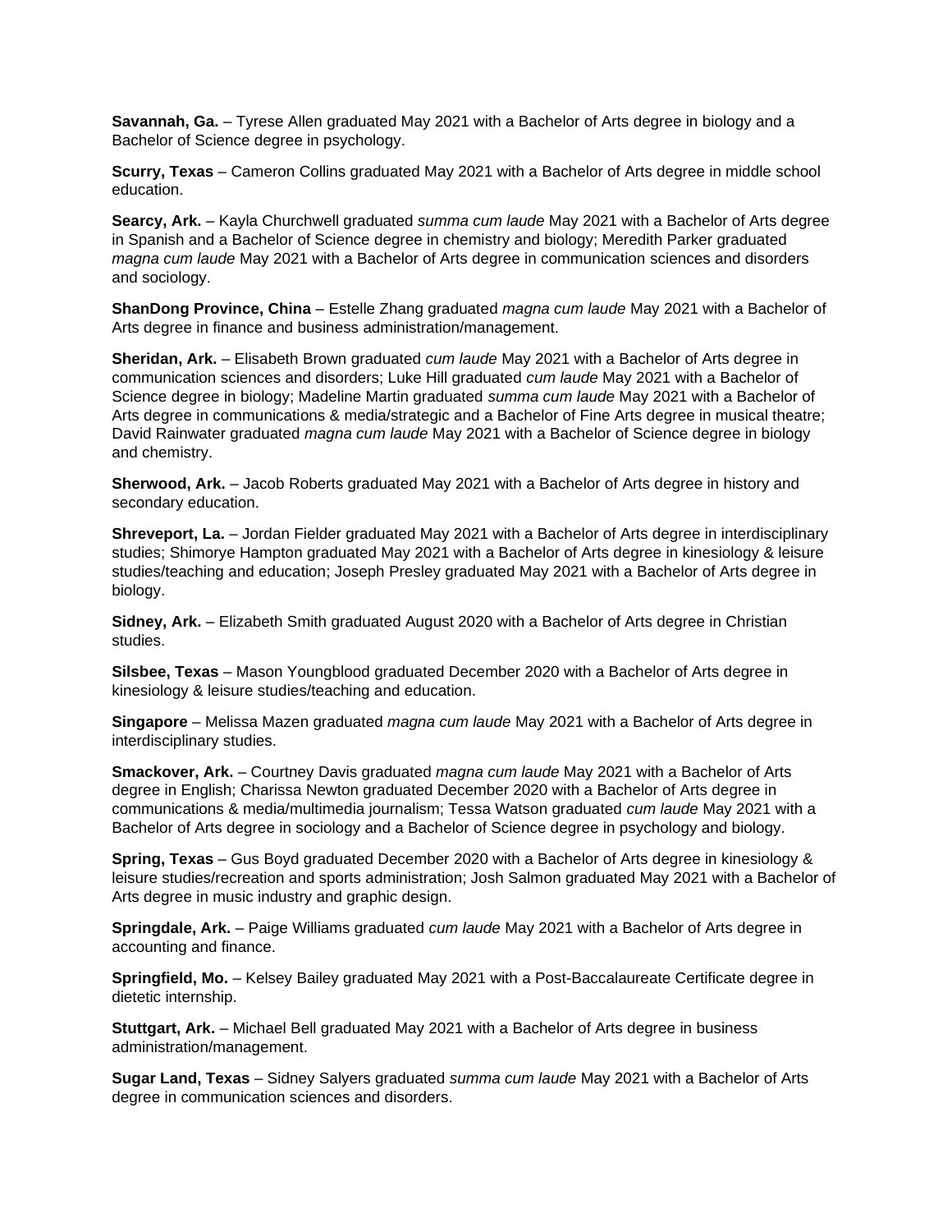**Savannah, Ga.** – Tyrese Allen graduated May 2021 with a Bachelor of Arts degree in biology and a Bachelor of Science degree in psychology.

**Scurry, Texas** – Cameron Collins graduated May 2021 with a Bachelor of Arts degree in middle school education.

**Searcy, Ark.** – Kayla Churchwell graduated *summa cum laude* May 2021 with a Bachelor of Arts degree in Spanish and a Bachelor of Science degree in chemistry and biology; Meredith Parker graduated *magna cum laude* May 2021 with a Bachelor of Arts degree in communication sciences and disorders and sociology.

**ShanDong Province, China** – Estelle Zhang graduated *magna cum laude* May 2021 with a Bachelor of Arts degree in finance and business administration/management.

**Sheridan, Ark.** – Elisabeth Brown graduated *cum laude* May 2021 with a Bachelor of Arts degree in communication sciences and disorders; Luke Hill graduated *cum laude* May 2021 with a Bachelor of Science degree in biology; Madeline Martin graduated *summa cum laude* May 2021 with a Bachelor of Arts degree in communications & media/strategic and a Bachelor of Fine Arts degree in musical theatre; David Rainwater graduated *magna cum laude* May 2021 with a Bachelor of Science degree in biology and chemistry.

**Sherwood, Ark.** – Jacob Roberts graduated May 2021 with a Bachelor of Arts degree in history and secondary education.

**Shreveport, La.** – Jordan Fielder graduated May 2021 with a Bachelor of Arts degree in interdisciplinary studies; Shimorye Hampton graduated May 2021 with a Bachelor of Arts degree in kinesiology & leisure studies/teaching and education; Joseph Presley graduated May 2021 with a Bachelor of Arts degree in biology.

**Sidney, Ark.** – Elizabeth Smith graduated August 2020 with a Bachelor of Arts degree in Christian studies.

**Silsbee, Texas** – Mason Youngblood graduated December 2020 with a Bachelor of Arts degree in kinesiology & leisure studies/teaching and education.

**Singapore** – Melissa Mazen graduated *magna cum laude* May 2021 with a Bachelor of Arts degree in interdisciplinary studies.

**Smackover, Ark.** – Courtney Davis graduated *magna cum laude* May 2021 with a Bachelor of Arts degree in English; Charissa Newton graduated December 2020 with a Bachelor of Arts degree in communications & media/multimedia journalism; Tessa Watson graduated *cum laude* May 2021 with a Bachelor of Arts degree in sociology and a Bachelor of Science degree in psychology and biology.

**Spring, Texas** – Gus Boyd graduated December 2020 with a Bachelor of Arts degree in kinesiology & leisure studies/recreation and sports administration; Josh Salmon graduated May 2021 with a Bachelor of Arts degree in music industry and graphic design.

**Springdale, Ark.** – Paige Williams graduated *cum laude* May 2021 with a Bachelor of Arts degree in accounting and finance.

**Springfield, Mo.** – Kelsey Bailey graduated May 2021 with a Post-Baccalaureate Certificate degree in dietetic internship.

**Stuttgart, Ark.** – Michael Bell graduated May 2021 with a Bachelor of Arts degree in business administration/management.

**Sugar Land, Texas** – Sidney Salyers graduated *summa cum laude* May 2021 with a Bachelor of Arts degree in communication sciences and disorders.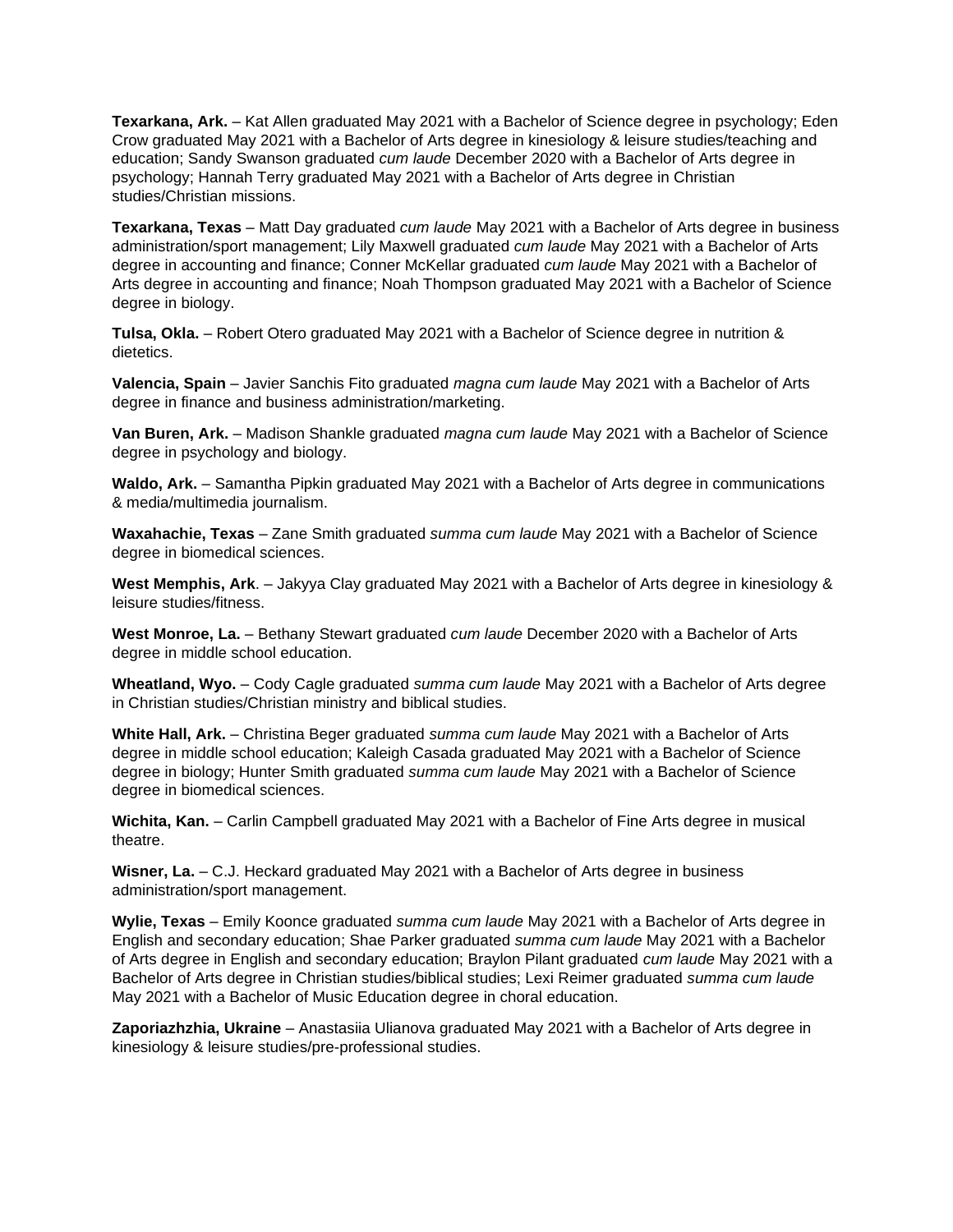**Texarkana, Ark.** – Kat Allen graduated May 2021 with a Bachelor of Science degree in psychology; Eden Crow graduated May 2021 with a Bachelor of Arts degree in kinesiology & leisure studies/teaching and education; Sandy Swanson graduated *cum laude* December 2020 with a Bachelor of Arts degree in psychology; Hannah Terry graduated May 2021 with a Bachelor of Arts degree in Christian studies/Christian missions.

**Texarkana, Texas** – Matt Day graduated *cum laude* May 2021 with a Bachelor of Arts degree in business administration/sport management; Lily Maxwell graduated *cum laude* May 2021 with a Bachelor of Arts degree in accounting and finance; Conner McKellar graduated *cum laude* May 2021 with a Bachelor of Arts degree in accounting and finance; Noah Thompson graduated May 2021 with a Bachelor of Science degree in biology.

**Tulsa, Okla.** – Robert Otero graduated May 2021 with a Bachelor of Science degree in nutrition & dietetics.

**Valencia, Spain** – Javier Sanchis Fito graduated *magna cum laude* May 2021 with a Bachelor of Arts degree in finance and business administration/marketing.

**Van Buren, Ark.** – Madison Shankle graduated *magna cum laude* May 2021 with a Bachelor of Science degree in psychology and biology.

**Waldo, Ark.** – Samantha Pipkin graduated May 2021 with a Bachelor of Arts degree in communications & media/multimedia journalism.

**Waxahachie, Texas** – Zane Smith graduated *summa cum laude* May 2021 with a Bachelor of Science degree in biomedical sciences.

**West Memphis, Ark**. – Jakyya Clay graduated May 2021 with a Bachelor of Arts degree in kinesiology & leisure studies/fitness.

**West Monroe, La.** – Bethany Stewart graduated *cum laude* December 2020 with a Bachelor of Arts degree in middle school education.

**Wheatland, Wyo.** – Cody Cagle graduated *summa cum laude* May 2021 with a Bachelor of Arts degree in Christian studies/Christian ministry and biblical studies.

**White Hall, Ark.** – Christina Beger graduated *summa cum laude* May 2021 with a Bachelor of Arts degree in middle school education; Kaleigh Casada graduated May 2021 with a Bachelor of Science degree in biology; Hunter Smith graduated *summa cum laude* May 2021 with a Bachelor of Science degree in biomedical sciences.

**Wichita, Kan.** – Carlin Campbell graduated May 2021 with a Bachelor of Fine Arts degree in musical theatre.

**Wisner, La.** – C.J. Heckard graduated May 2021 with a Bachelor of Arts degree in business administration/sport management.

**Wylie, Texas** – Emily Koonce graduated *summa cum laude* May 2021 with a Bachelor of Arts degree in English and secondary education; Shae Parker graduated *summa cum laude* May 2021 with a Bachelor of Arts degree in English and secondary education; Braylon Pilant graduated *cum laude* May 2021 with a Bachelor of Arts degree in Christian studies/biblical studies; Lexi Reimer graduated *summa cum laude* May 2021 with a Bachelor of Music Education degree in choral education.

**Zaporiazhzhia, Ukraine** – Anastasiia Ulianova graduated May 2021 with a Bachelor of Arts degree in kinesiology & leisure studies/pre-professional studies.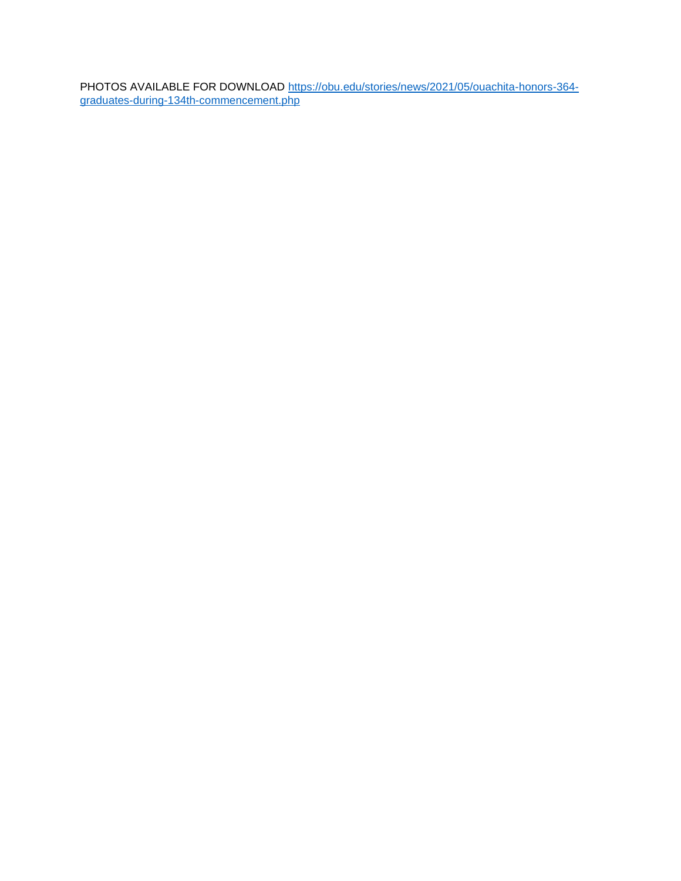PHOTOS AVAILABLE FOR DOWNLOAD [https://obu.edu/stories/news/2021/05/ouachita-honors-364-graduates-during-134th-commencement.php](https://obu.edu/stories/news/2021/05/ouachita-honors-364-graduates-during-134th-commencement.php)